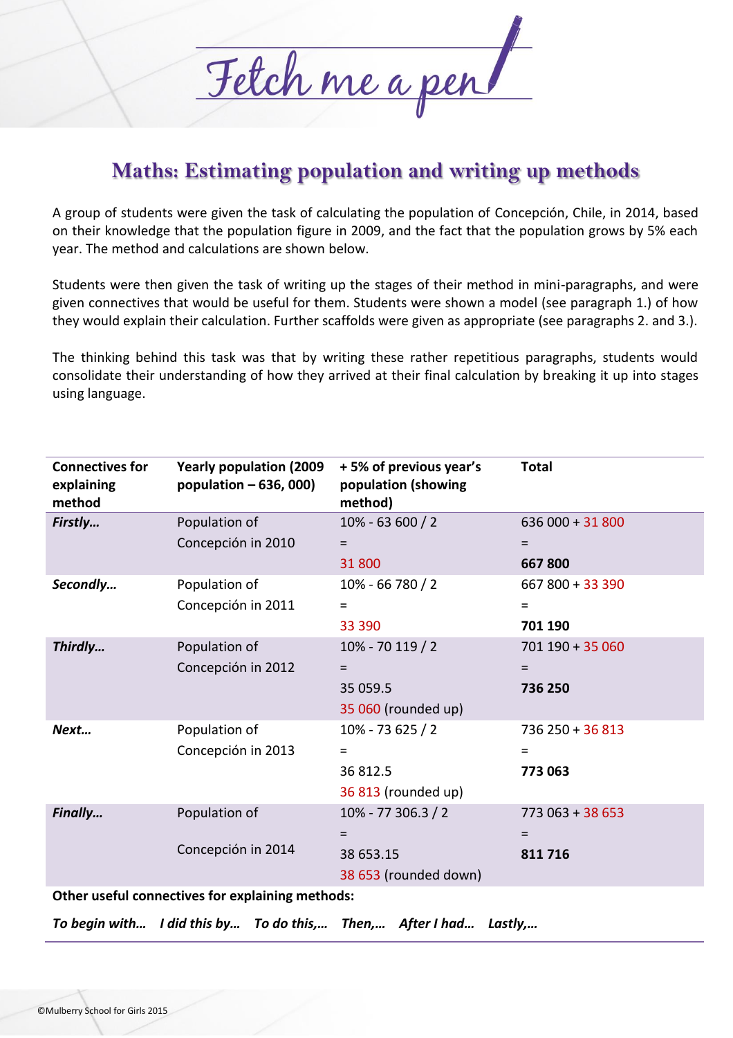# Fetch me a pen

## Maths: Estimating population and writing up methods

A group of students were given the task of calculating the population of Concepción, Chile, in 2014, based on their knowledge that the population figure in 2009, and the fact that the population grows by 5% each year. The method and calculations are shown below.

Students were then given the task of writing up the stages of their method in mini-paragraphs, and were given connectives that would be useful for them. Students were shown a model (see paragraph 1.) of how they would explain their calculation. Further scaffolds were given as appropriate (see paragraphs 2. and 3.).

The thinking behind this task was that by writing these rather repetitious paragraphs, students would consolidate their understanding of how they arrived at their final calculation by breaking it up into stages using language.

| Connectives for explaining method | Yearly population (2009 population – 636, 000) | + 5% of previous year's population (showing method) | Total |
|---|---|---|---|
| ***Firstly…*** | Population of Concepción in 2010 | 10% - 63 600 / 2 = 31 800 | 636 000 + 31 800 = **667 800** |
| ***Secondly…*** | Population of Concepción in 2011 | 10% - 66 780 / 2 = 33 390 | 667 800 + 33 390 = **701 190** |
| ***Thirdly…*** | Population of Concepción in 2012 | 10% - 70 119 / 2 = 35 059.5 35 060 (rounded up) | 701 190 + 35 060 = **736 250** |
| ***Next…*** | Population of Concepción in 2013 | 10% - 73 625 / 2 = 36 812.5 36 813 (rounded up) | 736 250 + 36 813 = **773 063** |
| ***Finally…*** | Population of Concepción in 2014 | 10% - 77 306.3 / 2 = 38 653.15 38 653 (rounded down) | 773 063 + 38 653 = **811 716** |

**Other useful connectives for explaining methods:**

***To begin with… I did this by… To do this,… Then,… After I had… Lastly,…***

©Mulberry School for Girls 2015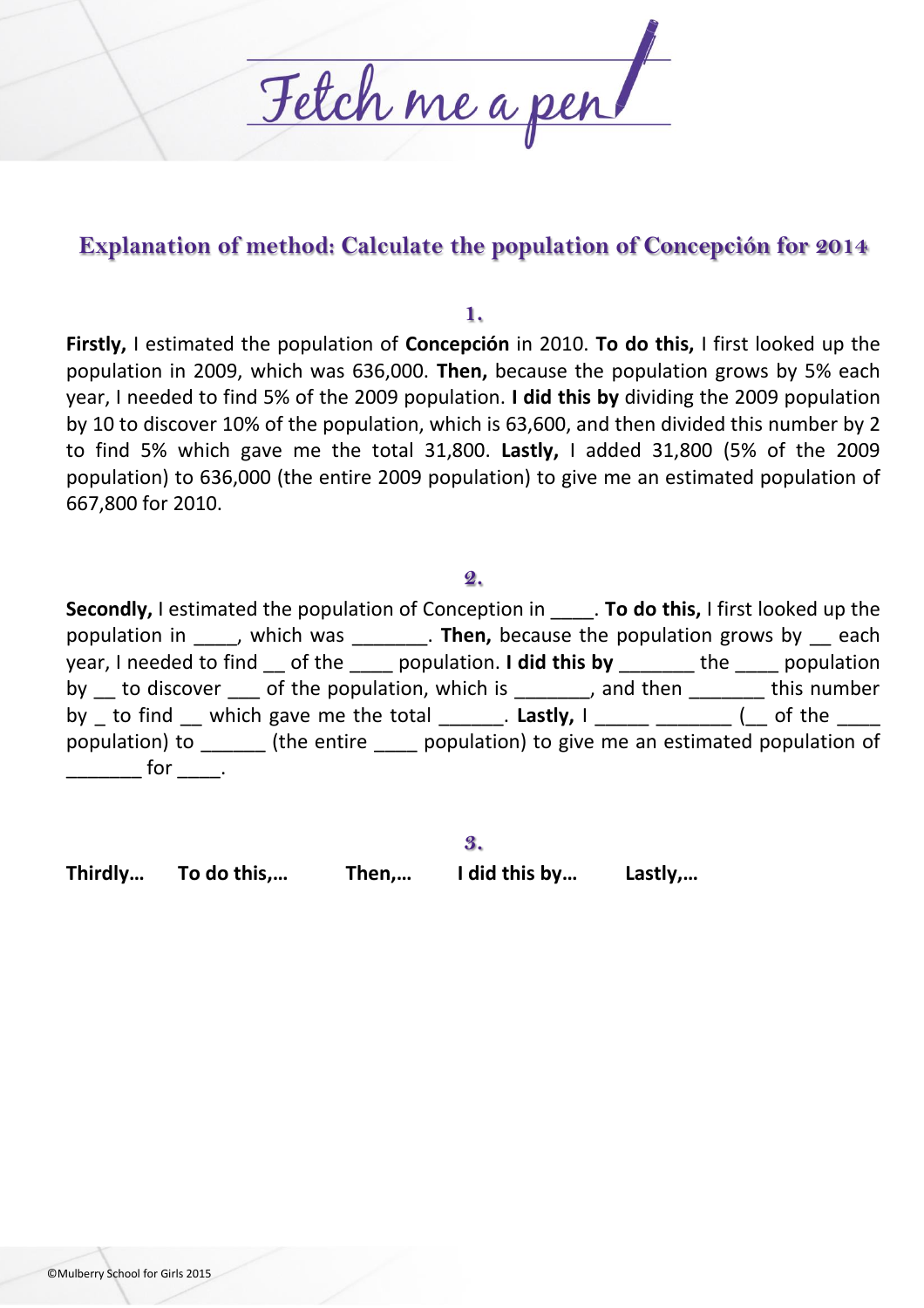Fetch me a pen

## Explanation of method: Calculate the population of Concepción for 2014

**1.**

**Firstly,** I estimated the population of **Concepción** in 2010. **To do this,** I first looked up the population in 2009, which was 636,000. **Then,** because the population grows by 5% each year, I needed to find 5% of the 2009 population. **I did this by** dividing the 2009 population by 10 to discover 10% of the population, which is 63,600, and then divided this number by 2 to find 5% which gave me the total 31,800. **Lastly,** I added 31,800 (5% of the 2009 population) to 636,000 (the entire 2009 population) to give me an estimated population of 667,800 for 2010.

**2.**

**Secondly,** I estimated the population of Conception in ____. **To do this,** I first looked up the population in ____, which was _______. **Then,** because the population grows by __ each year, I needed to find __ of the ____ population. **I did this by** _______ the ____ population by __ to discover ___ of the population, which is _______, and then _______ this number by _ to find __ which gave me the total ______. **Lastly,** I _____ _______ (__ of the ____ population) to ______ (the entire ____ population) to give me an estimated population of _______ for ____.

**3.**

**Thirdly…** **To do this,…** **Then,…** **I did this by…** **Lastly,…**

©Mulberry School for Girls 2015